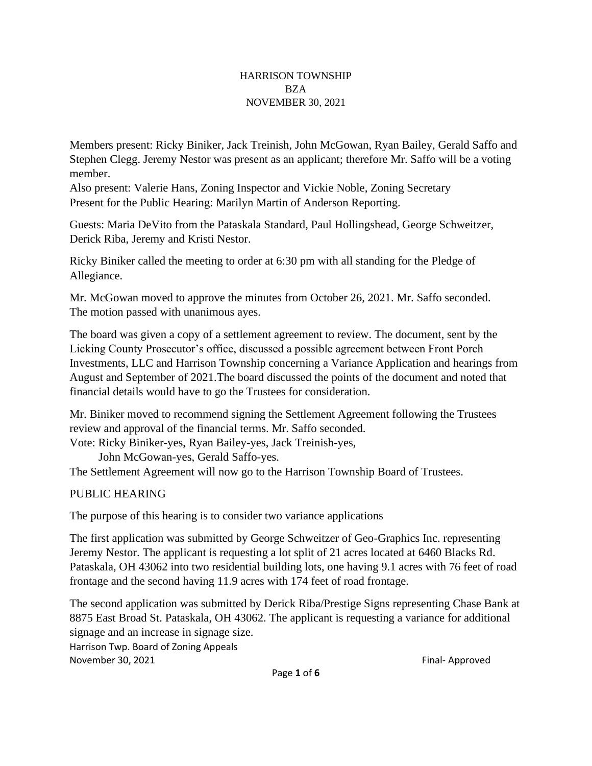HARRISON TOWNSHIP
BZA
NOVEMBER 30, 2021

Members present: Ricky Biniker, Jack Treinish, John McGowan, Ryan Bailey, Gerald Saffo and Stephen Clegg. Jeremy Nestor was present as an applicant; therefore Mr. Saffo will be a voting member.
Also present: Valerie Hans, Zoning Inspector and Vickie Noble, Zoning Secretary
Present for the Public Hearing: Marilyn Martin of Anderson Reporting.

Guests: Maria DeVito from the Pataskala Standard, Paul Hollingshead, George Schweitzer, Derick Riba, Jeremy and Kristi Nestor.

Ricky Biniker called the meeting to order at 6:30 pm with all standing for the Pledge of Allegiance.

Mr. McGowan moved to approve the minutes from October 26, 2021. Mr. Saffo seconded. The motion passed with unanimous ayes.

The board was given a copy of a settlement agreement to review. The document, sent by the Licking County Prosecutor's office, discussed a possible agreement between Front Porch Investments, LLC and Harrison Township concerning a Variance Application and hearings from August and September of 2021.The board discussed the points of the document and noted that financial details would have to go the Trustees for consideration.

Mr. Biniker moved to recommend signing the Settlement Agreement following the Trustees review and approval of the financial terms. Mr. Saffo seconded.
Vote: Ricky Biniker-yes, Ryan Bailey-yes, Jack Treinish-yes,
John McGowan-yes, Gerald Saffo-yes.
The Settlement Agreement will now go to the Harrison Township Board of Trustees.

PUBLIC HEARING

The purpose of this hearing is to consider two variance applications

The first application was submitted by George Schweitzer of Geo-Graphics Inc. representing Jeremy Nestor. The applicant is requesting a lot split of 21 acres located at 6460 Blacks Rd. Pataskala, OH 43062 into two residential building lots, one having 9.1 acres with 76 feet of road frontage and the second having 11.9 acres with 174 feet of road frontage.

The second application was submitted by Derick Riba/Prestige Signs representing Chase Bank at 8875 East Broad St. Pataskala, OH 43062. The applicant is requesting a variance for additional signage and an increase in signage size.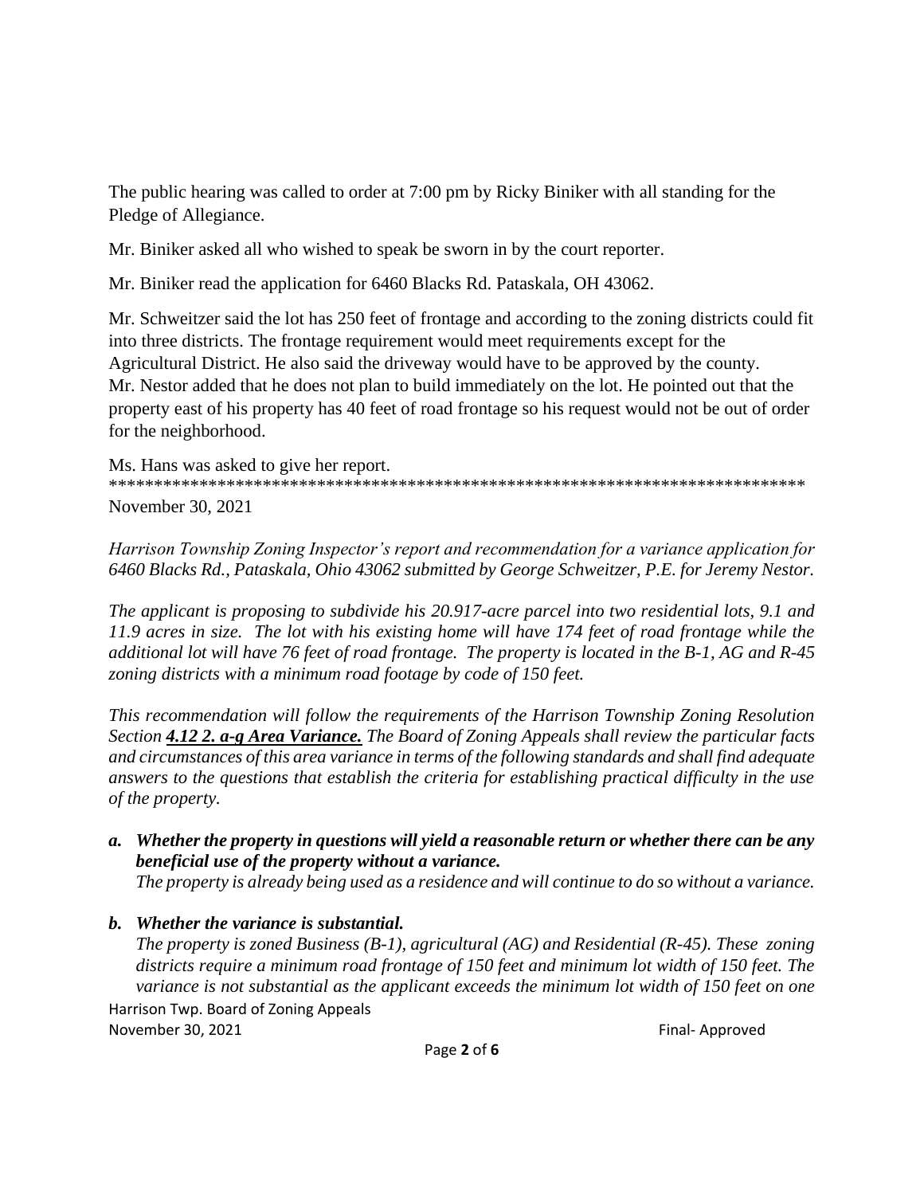The public hearing was called to order at 7:00 pm by Ricky Biniker with all standing for the Pledge of Allegiance.

Mr. Biniker asked all who wished to speak be sworn in by the court reporter.

Mr. Biniker read the application for 6460 Blacks Rd. Pataskala, OH 43062.

Mr. Schweitzer said the lot has 250 feet of frontage and according to the zoning districts could fit into three districts. The frontage requirement would meet requirements except for the Agricultural District. He also said the driveway would have to be approved by the county. Mr. Nestor added that he does not plan to build immediately on the lot. He pointed out that the property east of his property has 40 feet of road frontage so his request would not be out of order for the neighborhood.

Ms. Hans was asked to give her report.

********************************************************************************

November 30, 2021

*Harrison Township Zoning Inspector's report and recommendation for a variance application for 6460 Blacks Rd., Pataskala, Ohio 43062 submitted by George Schweitzer, P.E. for Jeremy Nestor.*

*The applicant is proposing to subdivide his 20.917-acre parcel into two residential lots, 9.1 and 11.9 acres in size. The lot with his existing home will have 174 feet of road frontage while the additional lot will have 76 feet of road frontage. The property is located in the B-1, AG and R-45 zoning districts with a minimum road footage by code of 150 feet.*

*This recommendation will follow the requirements of the Harrison Township Zoning Resolution Section* ***4.12 2. a-g Area Variance.*** *The Board of Zoning Appeals shall review the particular facts and circumstances of this area variance in terms of the following standards and shall find adequate answers to the questions that establish the criteria for establishing practical difficulty in the use of the property.*

*a.* ***Whether the property in questions will yield a reasonable return or whether there can be any beneficial use of the property without a variance.***
*The property is already being used as a residence and will continue to do so without a variance.*

*b.* ***Whether the variance is substantial.***
*The property is zoned Business (B-1), agricultural (AG) and Residential (R-45). These zoning districts require a minimum road frontage of 150 feet and minimum lot width of 150 feet. The variance is not substantial as the applicant exceeds the minimum lot width of 150 feet on one*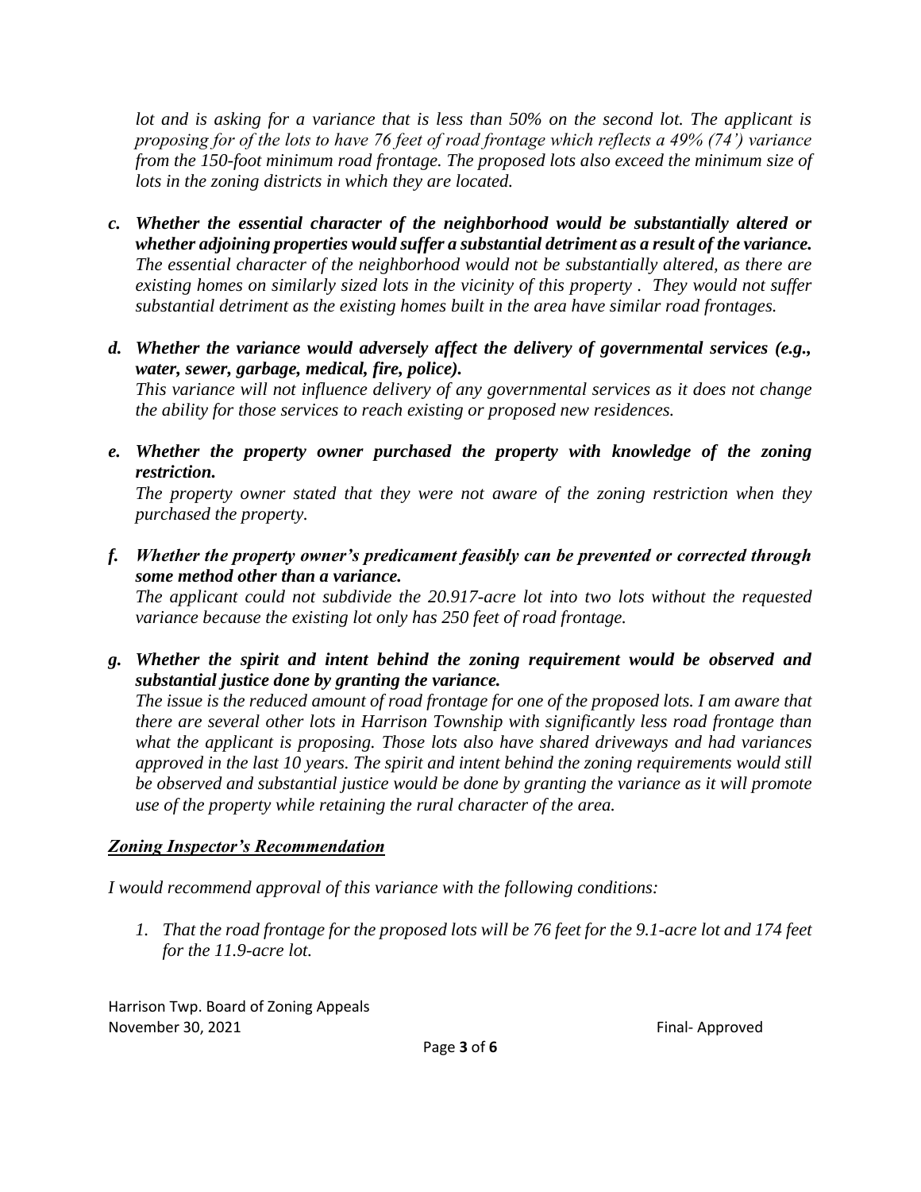*lot and is asking for a variance that is less than 50% on the second lot. The applicant is proposing for of the lots to have 76 feet of road frontage which reflects a 49% (74') variance from the 150-foot minimum road frontage. The proposed lots also exceed the minimum size of lots in the zoning districts in which they are located.*

*c.* ***Whether the essential character of the neighborhood would be substantially altered or whether adjoining properties would suffer a substantial detriment as a result of the variance.*** *The essential character of the neighborhood would not be substantially altered, as there are existing homes on similarly sized lots in the vicinity of this property . They would not suffer substantial detriment as the existing homes built in the area have similar road frontages.*

*d.* ***Whether the variance would adversely affect the delivery of governmental services (e.g., water, sewer, garbage, medical, fire, police).*** *This variance will not influence delivery of any governmental services as it does not change the ability for those services to reach existing or proposed new residences.*

*e.* ***Whether the property owner purchased the property with knowledge of the zoning restriction.*** *The property owner stated that they were not aware of the zoning restriction when they purchased the property.*

*f.* ***Whether the property owner's predicament feasibly can be prevented or corrected through some method other than a variance.*** *The applicant could not subdivide the 20.917-acre lot into two lots without the requested variance because the existing lot only has 250 feet of road frontage.*

*g.* ***Whether the spirit and intent behind the zoning requirement would be observed and substantial justice done by granting the variance.*** *The issue is the reduced amount of road frontage for one of the proposed lots. I am aware that there are several other lots in Harrison Township with significantly less road frontage than what the applicant is proposing. Those lots also have shared driveways and had variances approved in the last 10 years. The spirit and intent behind the zoning requirements would still be observed and substantial justice would be done by granting the variance as it will promote use of the property while retaining the rural character of the area.*

***Zoning Inspector's Recommendation***

*I would recommend approval of this variance with the following conditions:*

1. *That the road frontage for the proposed lots will be 76 feet for the 9.1-acre lot and 174 feet for the 11.9-acre lot.*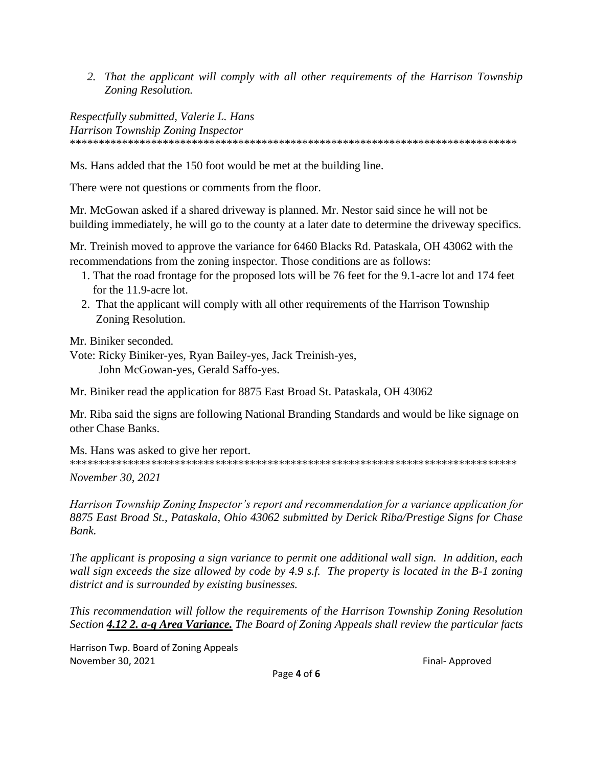*2. That the applicant will comply with all other requirements of the Harrison Township Zoning Resolution.*

*Respectfully submitted, Valerie L. Hans*
*Harrison Township Zoning Inspector*
*******************************************************************************

Ms. Hans added that the 150 foot would be met at the building line.

There were not questions or comments from the floor.

Mr. McGowan asked if a shared driveway is planned. Mr. Nestor said since he will not be building immediately, he will go to the county at a later date to determine the driveway specifics.

Mr. Treinish moved to approve the variance for 6460 Blacks Rd. Pataskala, OH 43062 with the recommendations from the zoning inspector. Those conditions are as follows:

1. That the road frontage for the proposed lots will be 76 feet for the 9.1-acre lot and 174 feet for the 11.9-acre lot.
2. That the applicant will comply with all other requirements of the Harrison Township Zoning Resolution.

Mr. Biniker seconded.

Vote: Ricky Biniker-yes, Ryan Bailey-yes, Jack Treinish-yes,
John McGowan-yes, Gerald Saffo-yes.

Mr. Biniker read the application for 8875 East Broad St. Pataskala, OH 43062

Mr. Riba said the signs are following National Branding Standards and would be like signage on other Chase Banks.

Ms. Hans was asked to give her report.
*******************************************************************************

*November 30, 2021*

*Harrison Township Zoning Inspector's report and recommendation for a variance application for 8875 East Broad St., Pataskala, Ohio 43062 submitted by Derick Riba/Prestige Signs for Chase Bank.*

*The applicant is proposing a sign variance to permit one additional wall sign. In addition, each wall sign exceeds the size allowed by code by 4.9 s.f. The property is located in the B-1 zoning district and is surrounded by existing businesses.*

*This recommendation will follow the requirements of the Harrison Township Zoning Resolution Section **4.12 2. a-g Area Variance.** The Board of Zoning Appeals shall review the particular facts*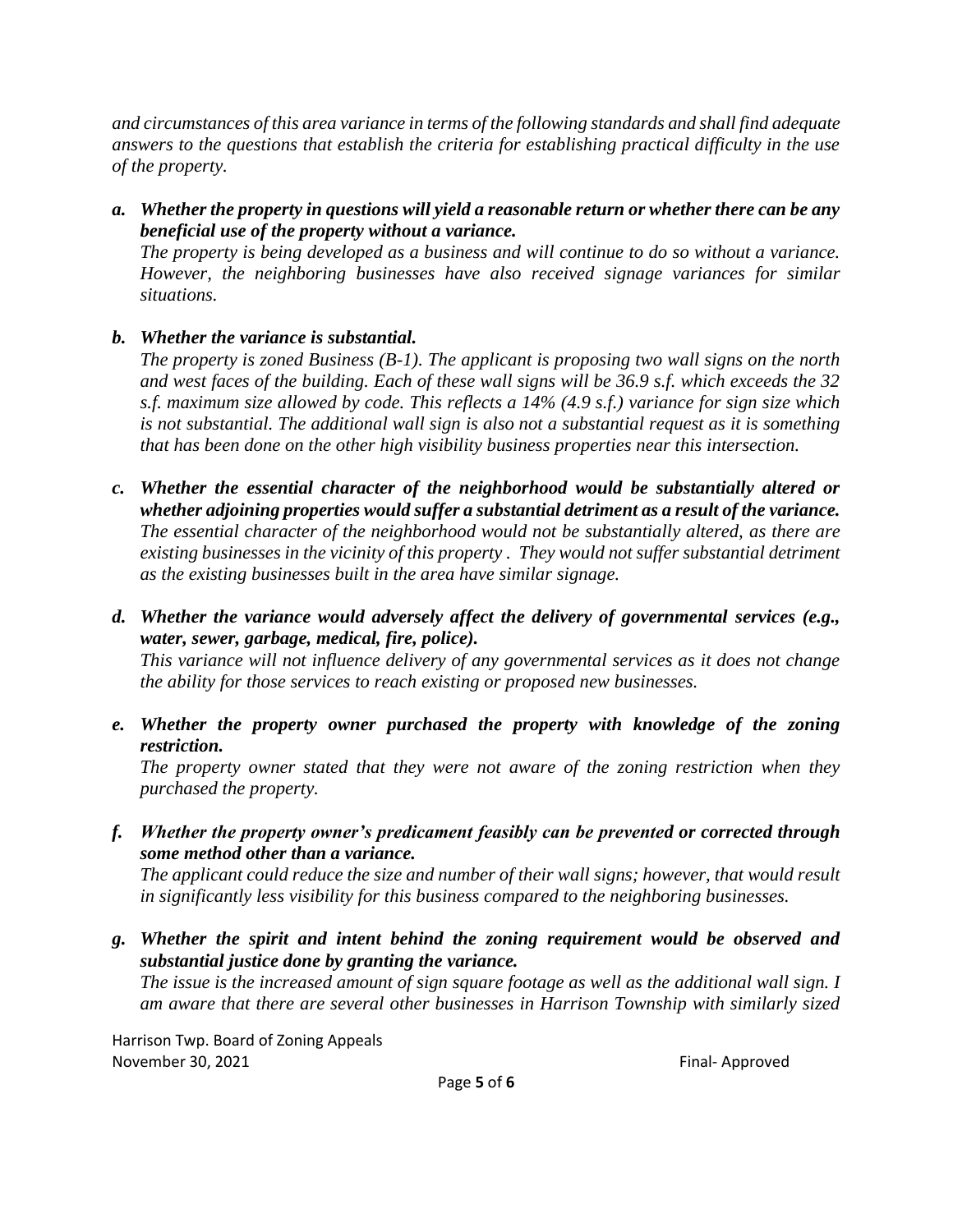*and circumstances of this area variance in terms of the following standards and shall find adequate answers to the questions that establish the criteria for establishing practical difficulty in the use of the property.*

a. ***Whether the property in questions will yield a reasonable return or whether there can be any beneficial use of the property without a variance.***
   *The property is being developed as a business and will continue to do so without a variance. However, the neighboring businesses have also received signage variances for similar situations.*

b. ***Whether the variance is substantial.***
   *The property is zoned Business (B-1). The applicant is proposing two wall signs on the north and west faces of the building. Each of these wall signs will be 36.9 s.f. which exceeds the 32 s.f. maximum size allowed by code. This reflects a 14% (4.9 s.f.) variance for sign size which is not substantial. The additional wall sign is also not a substantial request as it is something that has been done on the other high visibility business properties near this intersection.*

c. ***Whether the essential character of the neighborhood would be substantially altered or whether adjoining properties would suffer a substantial detriment as a result of the variance.***
   *The essential character of the neighborhood would not be substantially altered, as there are existing businesses in the vicinity of this property . They would not suffer substantial detriment as the existing businesses built in the area have similar signage.*

d. ***Whether the variance would adversely affect the delivery of governmental services (e.g., water, sewer, garbage, medical, fire, police).***
   *This variance will not influence delivery of any governmental services as it does not change the ability for those services to reach existing or proposed new businesses.*

e. ***Whether the property owner purchased the property with knowledge of the zoning restriction.***
   *The property owner stated that they were not aware of the zoning restriction when they purchased the property.*

f. ***Whether the property owner's predicament feasibly can be prevented or corrected through some method other than a variance.***
   *The applicant could reduce the size and number of their wall signs; however, that would result in significantly less visibility for this business compared to the neighboring businesses.*

g. ***Whether the spirit and intent behind the zoning requirement would be observed and substantial justice done by granting the variance.***
   *The issue is the increased amount of sign square footage as well as the additional wall sign. I am aware that there are several other businesses in Harrison Township with similarly sized*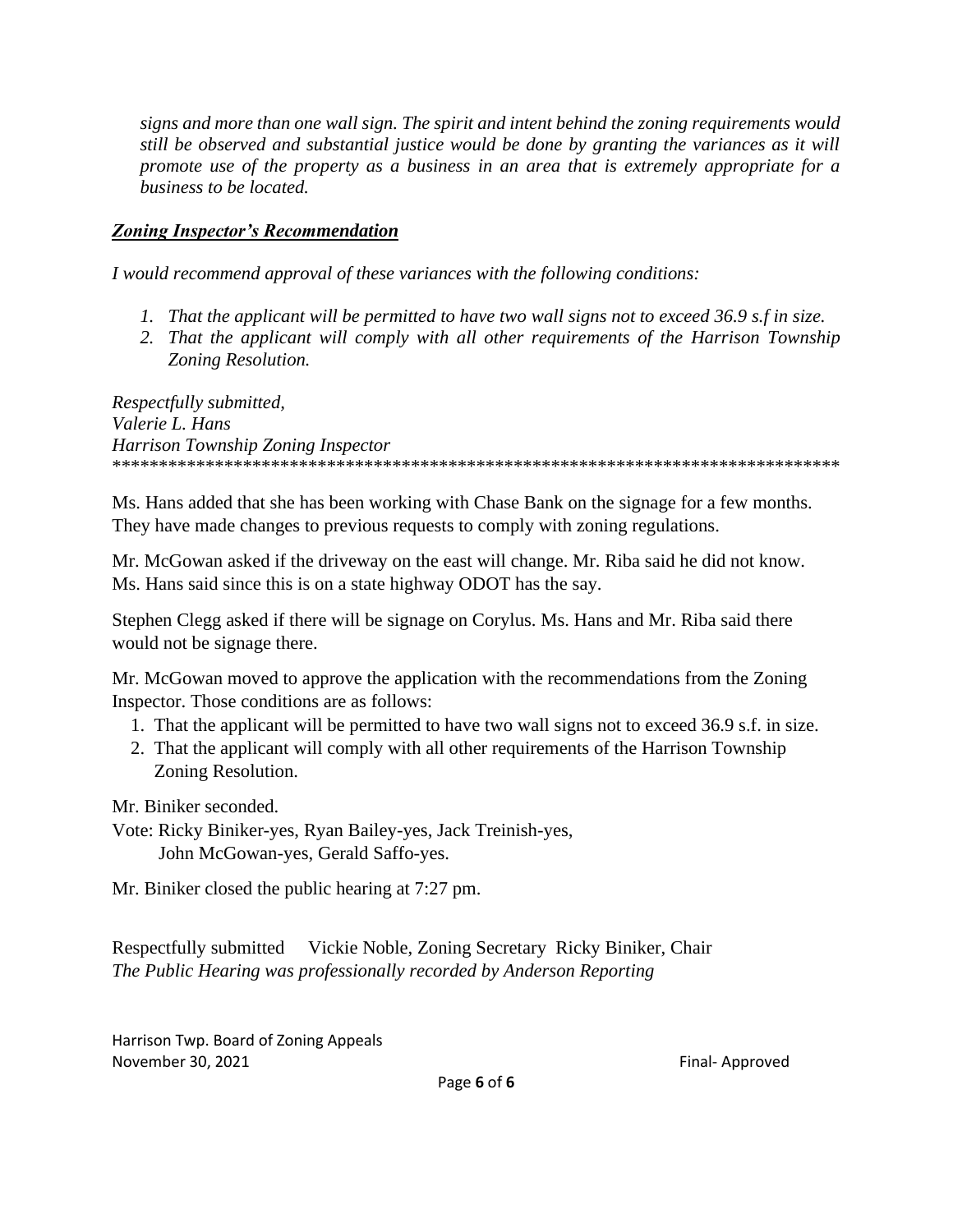*signs and more than one wall sign. The spirit and intent behind the zoning requirements would still be observed and substantial justice would be done by granting the variances as it will promote use of the property as a business in an area that is extremely appropriate for a business to be located.*

***Zoning Inspector's Recommendation***

*I would recommend approval of these variances with the following conditions:*

1. *That the applicant will be permitted to have two wall signs not to exceed 36.9 s.f in size.*
2. *That the applicant will comply with all other requirements of the Harrison Township Zoning Resolution.*

*Respectfully submitted,*
*Valerie L. Hans*
*Harrison Township Zoning Inspector*
*********************************************************************************

Ms. Hans added that she has been working with Chase Bank on the signage for a few months. They have made changes to previous requests to comply with zoning regulations.

Mr. McGowan asked if the driveway on the east will change. Mr. Riba said he did not know. Ms. Hans said since this is on a state highway ODOT has the say.

Stephen Clegg asked if there will be signage on Corylus. Ms. Hans and Mr. Riba said there would not be signage there.

Mr. McGowan moved to approve the application with the recommendations from the Zoning Inspector. Those conditions are as follows:

1. That the applicant will be permitted to have two wall signs not to exceed 36.9 s.f. in size.
2. That the applicant will comply with all other requirements of the Harrison Township Zoning Resolution.

Mr. Biniker seconded.

Vote: Ricky Biniker-yes, Ryan Bailey-yes, Jack Treinish-yes,
John McGowan-yes, Gerald Saffo-yes.

Mr. Biniker closed the public hearing at 7:27 pm.

Respectfully submitted Vickie Noble, Zoning Secretary Ricky Biniker, Chair
*The Public Hearing was professionally recorded by Anderson Reporting*

Harrison Twp. Board of Zoning Appeals
November 30, 2021 Final- Approved